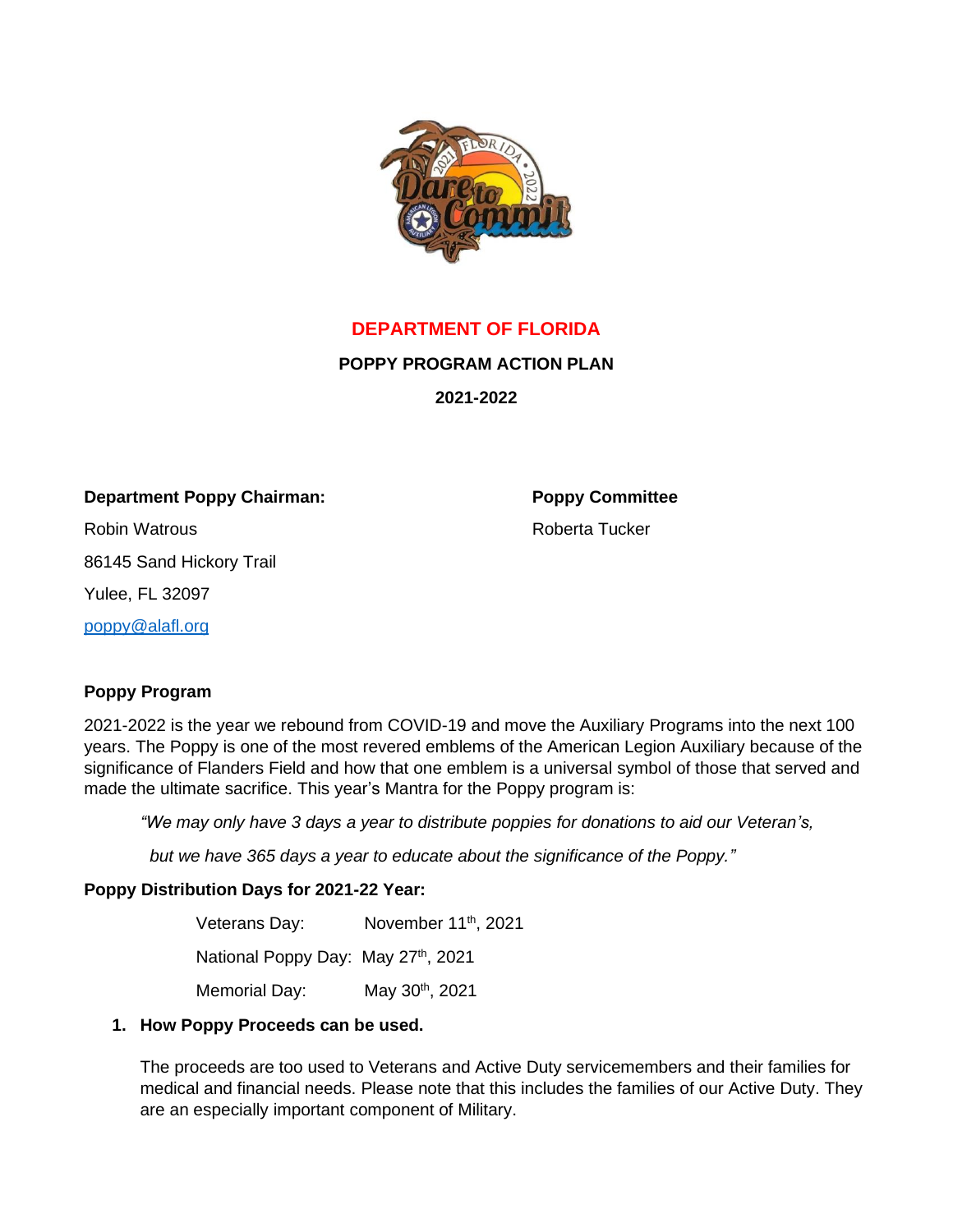# DEPARTMENT OF FLORIDA

## POPPY PROGRAM ACTION PLAN

## 2021-2022

**Department Poppy Chairman:**

Robin Watrous

86145 Sand Hickory Trail

Yulee, FL 32097

poppy@alafl.org

**Poppy Committee**

Roberta Tucker

### Poppy Program

2021-2022 is the year we rebound from COVID-19 and move the Auxiliary Programs into the next 100 years. The Poppy is one of the most revered emblems of the American Legion Auxiliary because of the significance of Flanders Field and how that one emblem is a universal symbol of those that served and made the ultimate sacrifice. This year's Mantra for the Poppy program is:

> *"We may only have 3 days a year to distribute poppies for donations to aid our Veteran's,*
>
> *but we have 365 days a year to educate about the significance of the Poppy."*

**Poppy Distribution Days for 2021-22 Year:**

Veterans Day: November 11th, 2021

National Poppy Day: May 27th, 2021

Memorial Day: May 30th, 2021

1. **How Poppy Proceeds can be used.**

   The proceeds are too used to Veterans and Active Duty servicemembers and their families for medical and financial needs. Please note that this includes the families of our Active Duty. They are an especially important component of Military.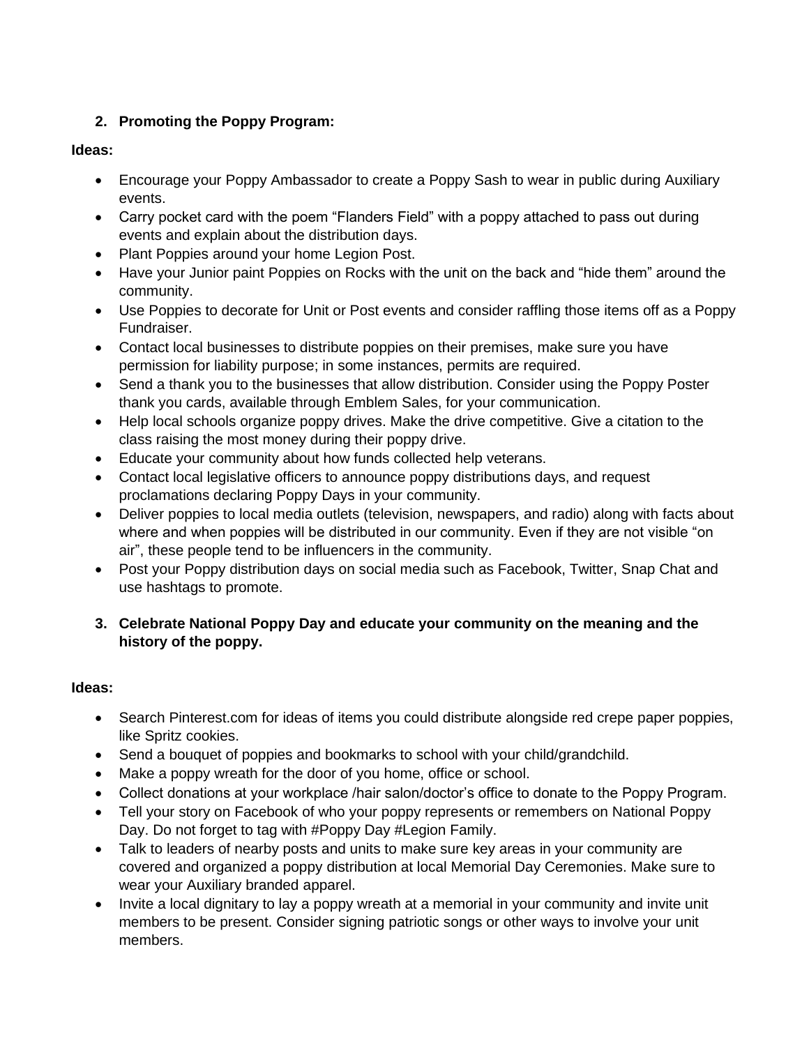2. **Promoting the Poppy Program:**

**Ideas:**

- Encourage your Poppy Ambassador to create a Poppy Sash to wear in public during Auxiliary events.
- Carry pocket card with the poem "Flanders Field" with a poppy attached to pass out during events and explain about the distribution days.
- Plant Poppies around your home Legion Post.
- Have your Junior paint Poppies on Rocks with the unit on the back and "hide them" around the community.
- Use Poppies to decorate for Unit or Post events and consider raffling those items off as a Poppy Fundraiser.
- Contact local businesses to distribute poppies on their premises, make sure you have permission for liability purpose; in some instances, permits are required.
- Send a thank you to the businesses that allow distribution. Consider using the Poppy Poster thank you cards, available through Emblem Sales, for your communication.
- Help local schools organize poppy drives. Make the drive competitive. Give a citation to the class raising the most money during their poppy drive.
- Educate your community about how funds collected help veterans.
- Contact local legislative officers to announce poppy distributions days, and request proclamations declaring Poppy Days in your community.
- Deliver poppies to local media outlets (television, newspapers, and radio) along with facts about where and when poppies will be distributed in our community. Even if they are not visible "on air", these people tend to be influencers in the community.
- Post your Poppy distribution days on social media such as Facebook, Twitter, Snap Chat and use hashtags to promote.

3. **Celebrate National Poppy Day and educate your community on the meaning and the history of the poppy.**

**Ideas:**

- Search Pinterest.com for ideas of items you could distribute alongside red crepe paper poppies, like Spritz cookies.
- Send a bouquet of poppies and bookmarks to school with your child/grandchild.
- Make a poppy wreath for the door of you home, office or school.
- Collect donations at your workplace /hair salon/doctor's office to donate to the Poppy Program.
- Tell your story on Facebook of who your poppy represents or remembers on National Poppy Day. Do not forget to tag with #Poppy Day #Legion Family.
- Talk to leaders of nearby posts and units to make sure key areas in your community are covered and organized a poppy distribution at local Memorial Day Ceremonies. Make sure to wear your Auxiliary branded apparel.
- Invite a local dignitary to lay a poppy wreath at a memorial in your community and invite unit members to be present. Consider signing patriotic songs or other ways to involve your unit members.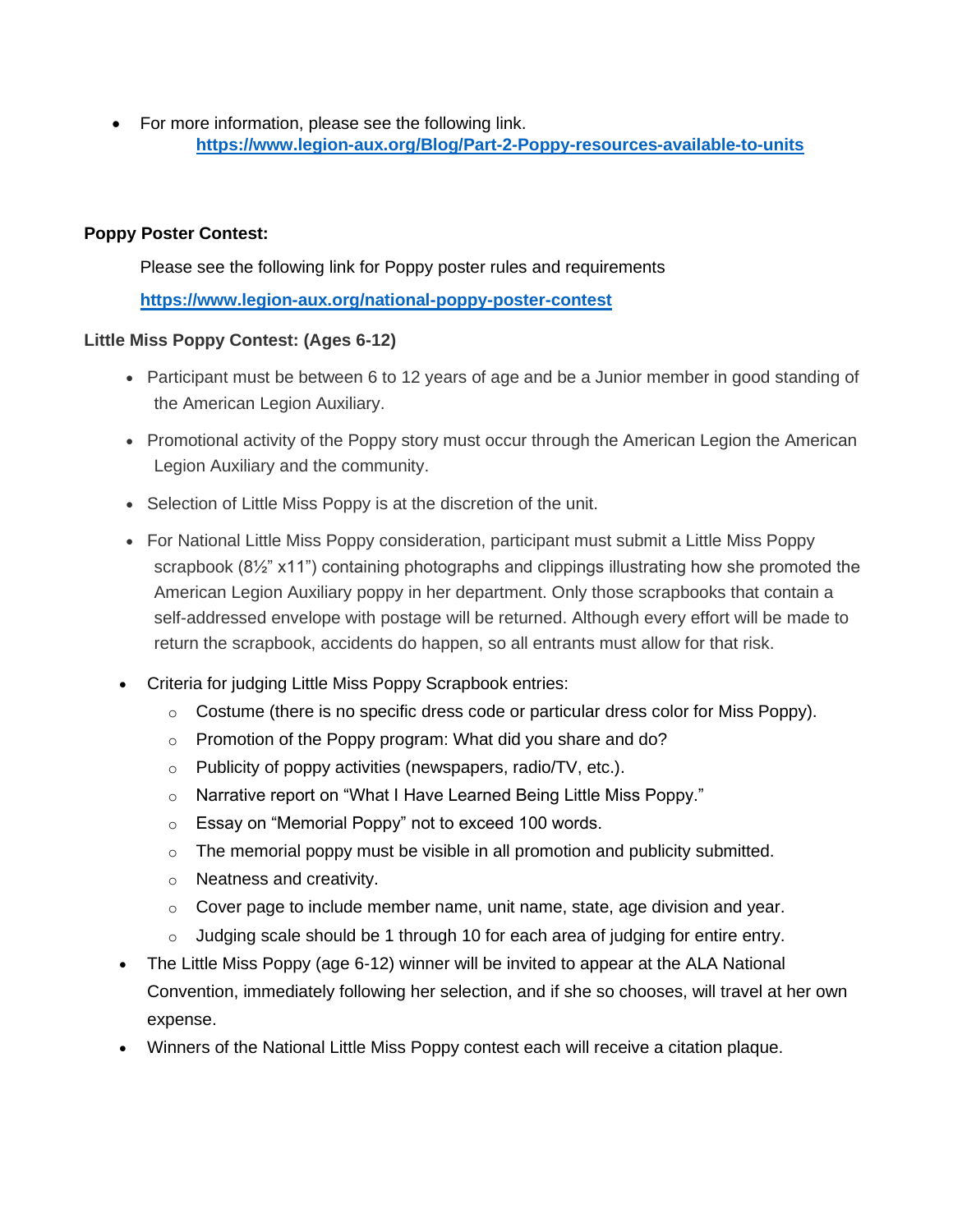- For more information, please see the following link.
  [https://www.legion-aux.org/Blog/Part-2-Poppy-resources-available-to-units](https://www.legion-aux.org/Blog/Part-2-Poppy-resources-available-to-units)

**Poppy Poster Contest:**

Please see the following link for Poppy poster rules and requirements

[https://www.legion-aux.org/national-poppy-poster-contest](https://www.legion-aux.org/national-poppy-poster-contest)

**Little Miss Poppy Contest: (Ages 6-12)**

- Participant must be between 6 to 12 years of age and be a Junior member in good standing of the American Legion Auxiliary.
- Promotional activity of the Poppy story must occur through the American Legion the American Legion Auxiliary and the community.
- Selection of Little Miss Poppy is at the discretion of the unit.
- For National Little Miss Poppy consideration, participant must submit a Little Miss Poppy scrapbook (8½" x11") containing photographs and clippings illustrating how she promoted the American Legion Auxiliary poppy in her department. Only those scrapbooks that contain a self-addressed envelope with postage will be returned. Although every effort will be made to return the scrapbook, accidents do happen, so all entrants must allow for that risk.
- Criteria for judging Little Miss Poppy Scrapbook entries:
  - Costume (there is no specific dress code or particular dress color for Miss Poppy).
  - Promotion of the Poppy program: What did you share and do?
  - Publicity of poppy activities (newspapers, radio/TV, etc.).
  - Narrative report on "What I Have Learned Being Little Miss Poppy."
  - Essay on "Memorial Poppy" not to exceed 100 words.
  - The memorial poppy must be visible in all promotion and publicity submitted.
  - Neatness and creativity.
  - Cover page to include member name, unit name, state, age division and year.
  - Judging scale should be 1 through 10 for each area of judging for entire entry.
- The Little Miss Poppy (age 6-12) winner will be invited to appear at the ALA National Convention, immediately following her selection, and if she so chooses, will travel at her own expense.
- Winners of the National Little Miss Poppy contest each will receive a citation plaque.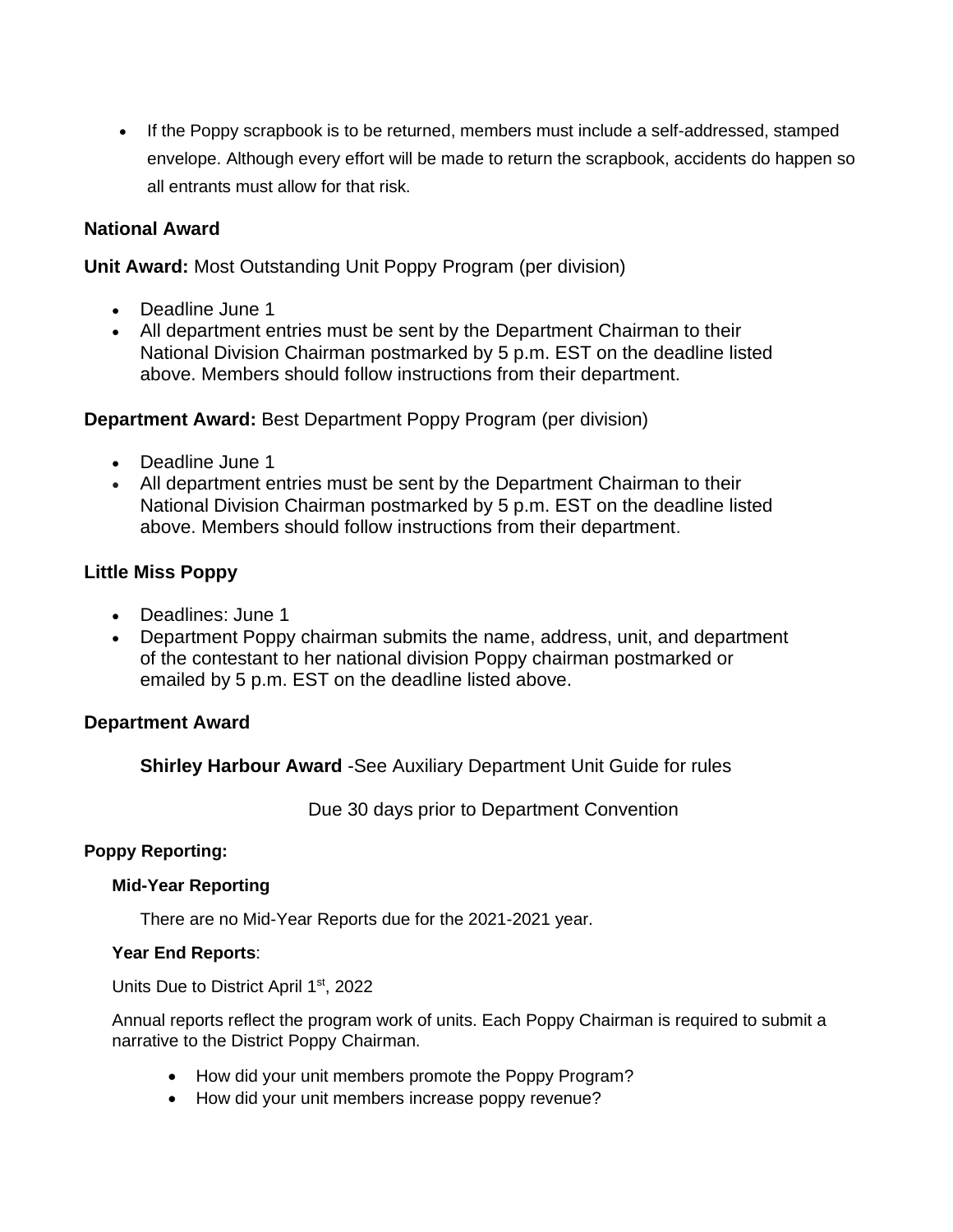- If the Poppy scrapbook is to be returned, members must include a self-addressed, stamped envelope. Although every effort will be made to return the scrapbook, accidents do happen so all entrants must allow for that risk.

## National Award

**Unit Award:** Most Outstanding Unit Poppy Program (per division)

- Deadline June 1
- All department entries must be sent by the Department Chairman to their National Division Chairman postmarked by 5 p.m. EST on the deadline listed above. Members should follow instructions from their department.

**Department Award:** Best Department Poppy Program (per division)

- Deadline June 1
- All department entries must be sent by the Department Chairman to their National Division Chairman postmarked by 5 p.m. EST on the deadline listed above. Members should follow instructions from their department.

## Little Miss Poppy

- Deadlines: June 1
- Department Poppy chairman submits the name, address, unit, and department of the contestant to her national division Poppy chairman postmarked or emailed by 5 p.m. EST on the deadline listed above.

## Department Award

**Shirley Harbour Award** -See Auxiliary Department Unit Guide for rules

Due 30 days prior to Department Convention

### Poppy Reporting:

#### Mid-Year Reporting

There are no Mid-Year Reports due for the 2021-2021 year.

#### Year End Reports:

Units Due to District April 1st, 2022

Annual reports reflect the program work of units. Each Poppy Chairman is required to submit a narrative to the District Poppy Chairman.

- How did your unit members promote the Poppy Program?
- How did your unit members increase poppy revenue?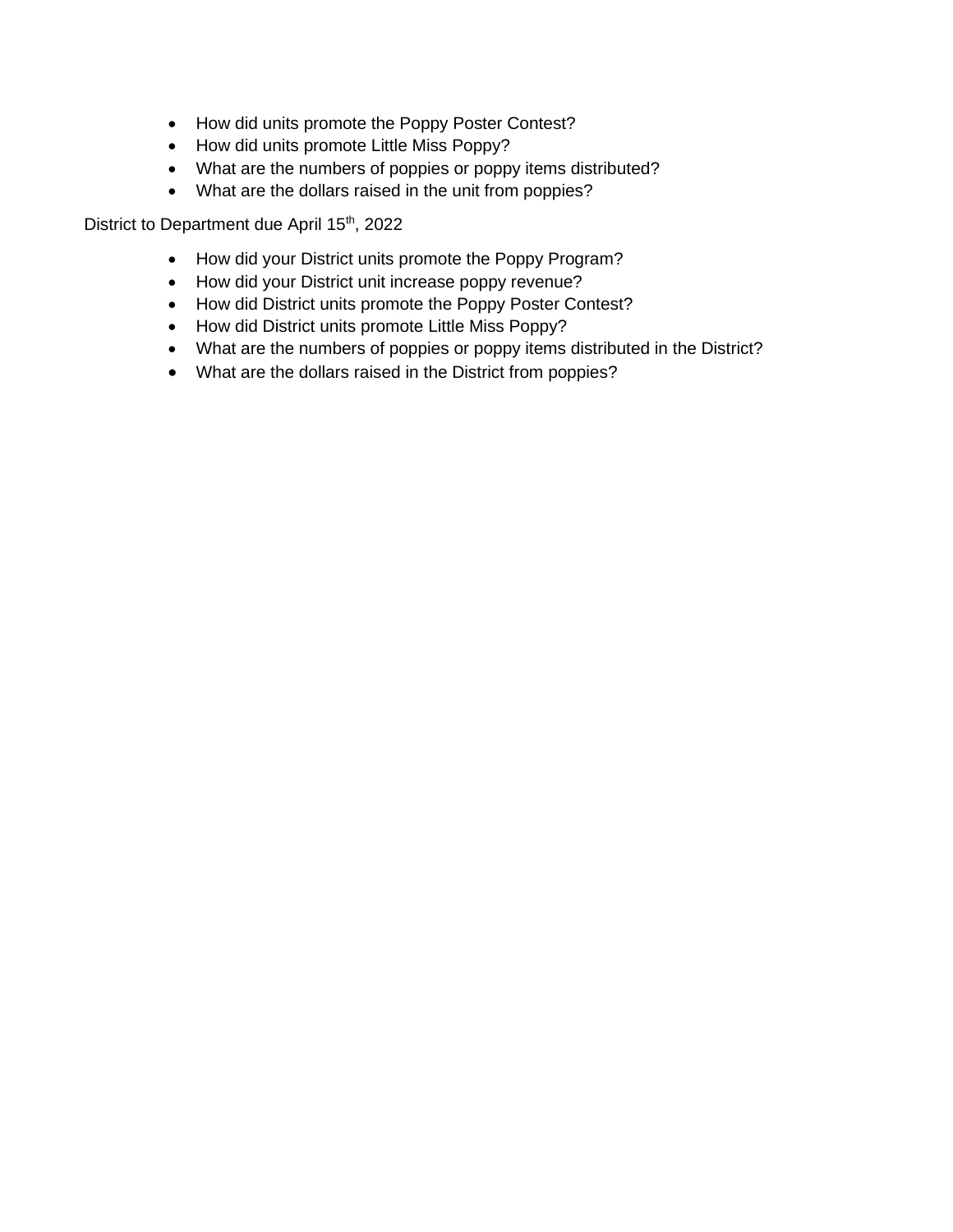- How did units promote the Poppy Poster Contest?
- How did units promote Little Miss Poppy?
- What are the numbers of poppies or poppy items distributed?
- What are the dollars raised in the unit from poppies?

District to Department due April 15th, 2022

- How did your District units promote the Poppy Program?
- How did your District unit increase poppy revenue?
- How did District units promote the Poppy Poster Contest?
- How did District units promote Little Miss Poppy?
- What are the numbers of poppies or poppy items distributed in the District?
- What are the dollars raised in the District from poppies?